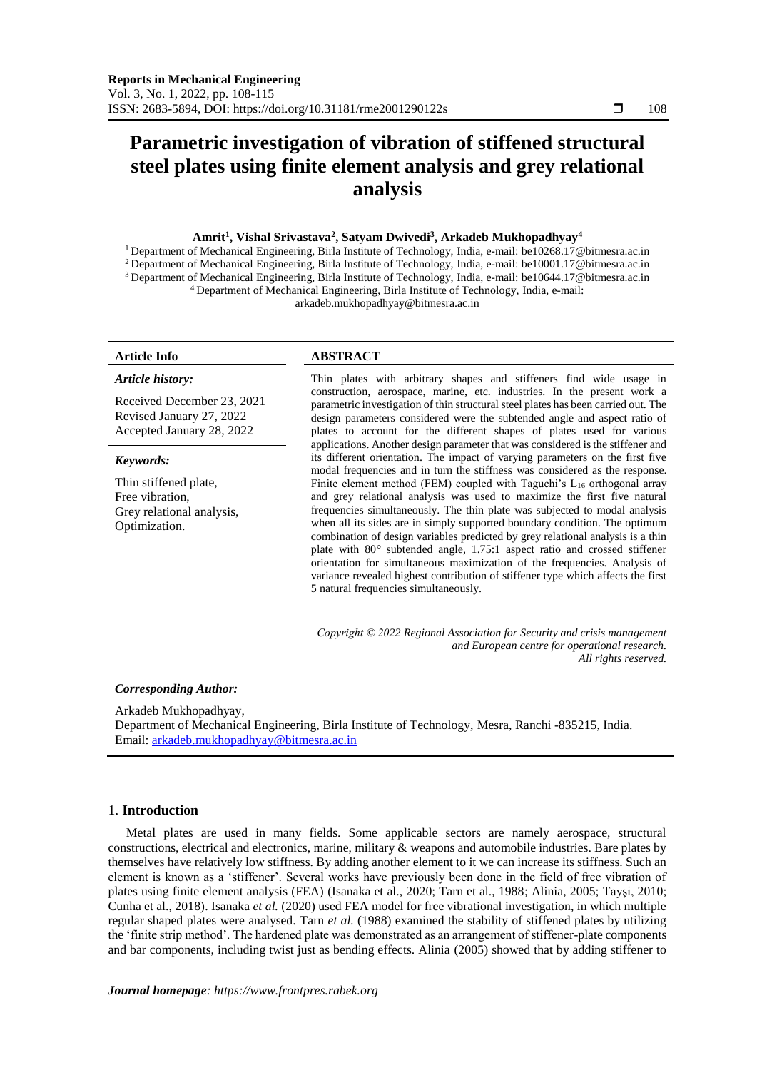# Parametric investigation of vibration of stiffened structural steel plates using finite element analysis and grey relational analysis

**Amrit[1], Vishal Srivastava[2], Satyam Dwivedi[3], Arkadeb Mukhopadhyay[4]**

[1] Department of Mechanical Engineering, Birla Institute of Technology, India, e-mail: be10268.17@bitmesra.ac.in
[2] Department of Mechanical Engineering, Birla Institute of Technology, India, e-mail: be10001.17@bitmesra.ac.in
[3] Department of Mechanical Engineering, Birla Institute of Technology, India, e-mail: be10644.17@bitmesra.ac.in
[4] Department of Mechanical Engineering, Birla Institute of Technology, India, e-mail: arkadeb.mukhopadhyay@bitmesra.ac.in

**Article Info**

*Article history:*

Received December 23, 2021
Revised January 27, 2022
Accepted January 28, 2022

*Keywords:*

Thin stiffened plate,
Free vibration,
Grey relational analysis,
Optimization.

**ABSTRACT**

Thin plates with arbitrary shapes and stiffeners find wide usage in construction, aerospace, marine, etc. industries. In the present work a parametric investigation of thin structural steel plates has been carried out. The design parameters considered were the subtended angle and aspect ratio of plates to account for the different shapes of plates used for various applications. Another design parameter that was considered is the stiffener and its different orientation. The impact of varying parameters on the first five modal frequencies and in turn the stiffness was considered as the response. Finite element method (FEM) coupled with Taguchi's $L_{16}$ orthogonal array and grey relational analysis was used to maximize the first five natural frequencies simultaneously. The thin plate was subjected to modal analysis when all its sides are in simply supported boundary condition. The optimum combination of design variables predicted by grey relational analysis is a thin plate with 80° subtended angle, 1.75:1 aspect ratio and crossed stiffener orientation for simultaneous maximization of the frequencies. Analysis of variance revealed highest contribution of stiffener type which affects the first 5 natural frequencies simultaneously.

*Copyright © 2022 Regional Association for Security and crisis management and European centre for operational research. All rights reserved.*

*Corresponding Author:*

Arkadeb Mukhopadhyay,
Department of Mechanical Engineering, Birla Institute of Technology, Mesra, Ranchi -835215, India.
Email: arkadeb.mukhopadhyay@bitmesra.ac.in

## 1. Introduction

Metal plates are used in many fields. Some applicable sectors are namely aerospace, structural constructions, electrical and electronics, marine, military & weapons and automobile industries. Bare plates by themselves have relatively low stiffness. By adding another element to it we can increase its stiffness. Such an element is known as a 'stiffener'. Several works have previously been done in the field of free vibration of plates using finite element analysis (FEA) (Isanaka et al., 2020; Tarn et al., 1988; Alinia, 2005; Tayşi, 2010; Cunha et al., 2018). Isanaka *et al.* (2020) used FEA model for free vibrational investigation, in which multiple regular shaped plates were analysed. Tarn *et al.* (1988) examined the stability of stiffened plates by utilizing the 'finite strip method'. The hardened plate was demonstrated as an arrangement of stiffener-plate components and bar components, including twist just as bending effects. Alinia (2005) showed that by adding stiffener to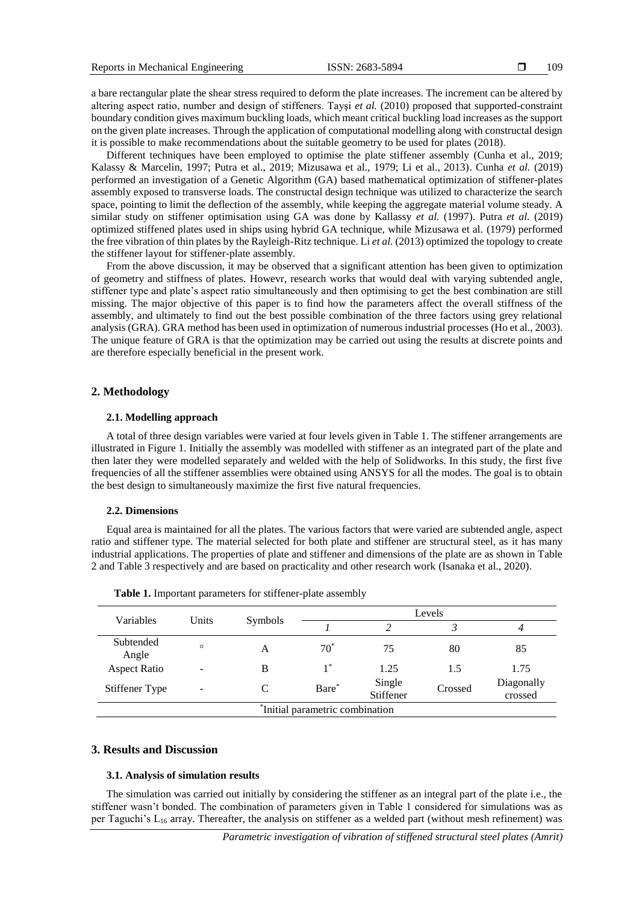a bare rectangular plate the shear stress required to deform the plate increases. The increment can be altered by altering aspect ratio, number and design of stiffeners. Tayşi *et al.* (2010) proposed that supported-constraint boundary condition gives maximum buckling loads, which meant critical buckling load increases as the support on the given plate increases. Through the application of computational modelling along with constructal design it is possible to make recommendations about the suitable geometry to be used for plates (2018).

Different techniques have been employed to optimise the plate stiffener assembly (Cunha et al., 2019; Kalassy & Marcelin, 1997; Putra et al., 2019; Mizusawa et al., 1979; Li et al., 2013). Cunha *et al.* (2019) performed an investigation of a Genetic Algorithm (GA) based mathematical optimization of stiffener-plates assembly exposed to transverse loads. The constructal design technique was utilized to characterize the search space, pointing to limit the deflection of the assembly, while keeping the aggregate material volume steady. A similar study on stiffener optimisation using GA was done by Kallassy *et al.* (1997). Putra *et al.* (2019) optimized stiffened plates used in ships using hybrid GA technique, while Mizusawa et al. (1979) performed the free vibration of thin plates by the Rayleigh-Ritz technique. Li *et al.* (2013) optimized the topology to create the stiffener layout for stiffener-plate assembly.

From the above discussion, it may be observed that a significant attention has been given to optimization of geometry and stiffness of plates. Howevr, research works that would deal with varying subtended angle, stiffener type and plate's aspect ratio simultaneously and then optimising to get the best combination are still missing. The major objective of this paper is to find how the parameters affect the overall stiffness of the assembly, and ultimately to find out the best possible combination of the three factors using grey relational analysis (GRA). GRA method has been used in optimization of numerous industrial processes (Ho et al., 2003). The unique feature of GRA is that the optimization may be carried out using the results at discrete points and are therefore especially beneficial in the present work.

## 2. Methodology

### 2.1. Modelling approach

A total of three design variables were varied at four levels given in Table 1. The stiffener arrangements are illustrated in Figure 1. Initially the assembly was modelled with stiffener as an integrated part of the plate and then later they were modelled separately and welded with the help of Solidworks. In this study, the first five frequencies of all the stiffener assemblies were obtained using ANSYS for all the modes. The goal is to obtain the best design to simultaneously maximize the first five natural frequencies.

### 2.2. Dimensions

Equal area is maintained for all the plates. The various factors that were varied are subtended angle, aspect ratio and stiffener type. The material selected for both plate and stiffener are structural steel, as it has many industrial applications. The properties of plate and stiffener and dimensions of the plate are as shown in Table 2 and Table 3 respectively and are based on practicality and other research work (Isanaka et al., 2020).

**Table 1.** Important parameters for stiffener-plate assembly

| Variables | Units | Symbols | Levels | | | |
|---|---|---|---|---|---|---|
| | | | *1* | *2* | *3* | *4* |
| Subtended Angle | ° | A | 70* | 75 | 80 | 85 |
| Aspect Ratio | - | B | 1* | 1.25 | 1.5 | 1.75 |
| Stiffener Type | - | C | Bare* | Single Stiffener | Crossed | Diagonally crossed |

*Initial parametric combination

## 3. Results and Discussion

### 3.1. Analysis of simulation results

The simulation was carried out initially by considering the stiffener as an integral part of the plate i.e., the stiffener wasn't bonded. The combination of parameters given in Table 1 considered for simulations was as per Taguchi's $L_{16}$ array. Thereafter, the analysis on stiffener as a welded part (without mesh refinement) was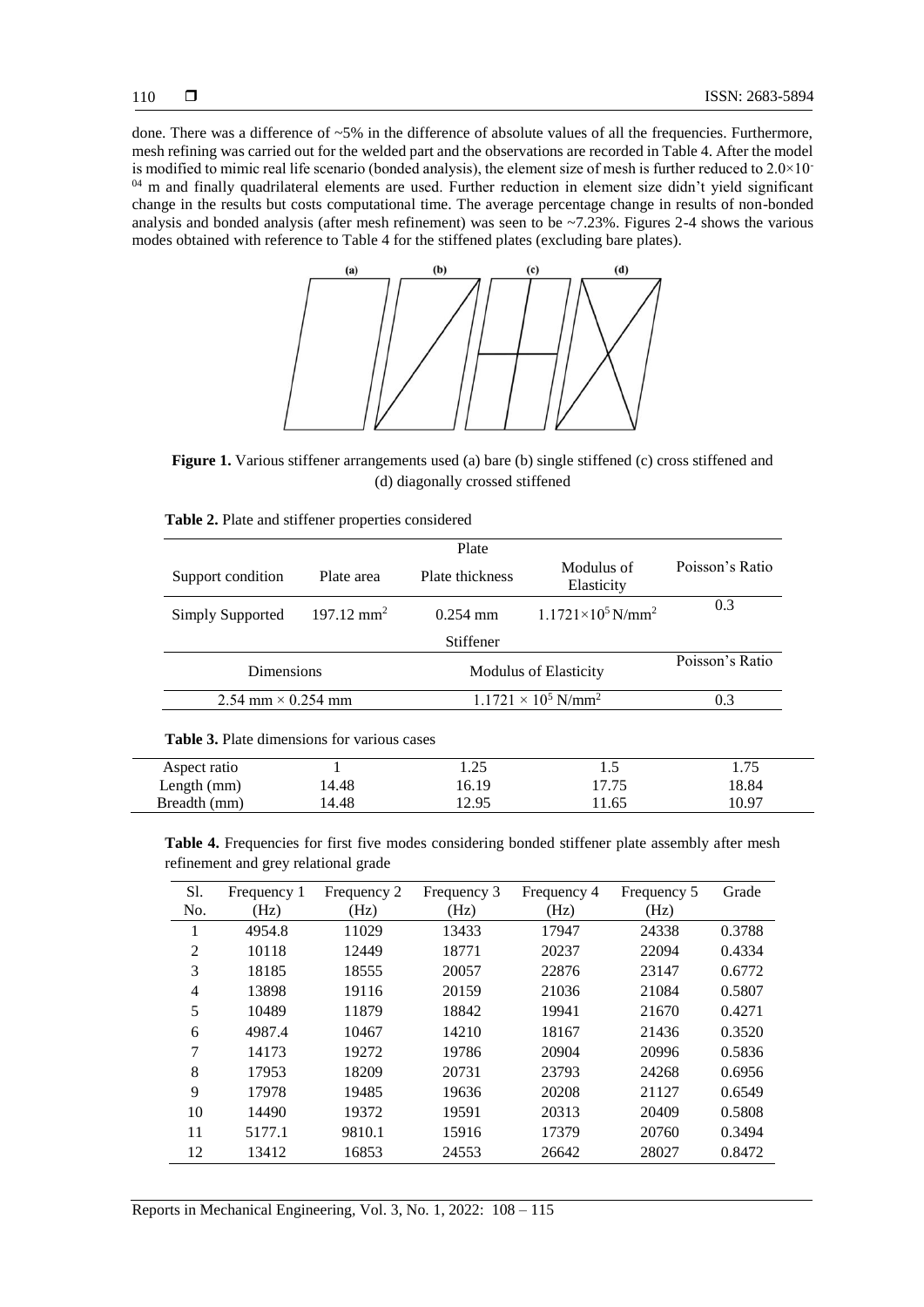done. There was a difference of ~5% in the difference of absolute values of all the frequencies. Furthermore, mesh refining was carried out for the welded part and the observations are recorded in Table 4. After the model is modified to mimic real life scenario (bonded analysis), the element size of mesh is further reduced to $2.0\times10^{-04}$ m and finally quadrilateral elements are used. Further reduction in element size didn't yield significant change in the results but costs computational time. The average percentage change in results of non-bonded analysis and bonded analysis (after mesh refinement) was seen to be ~7.23%. Figures 2-4 shows the various modes obtained with reference to Table 4 for the stiffened plates (excluding bare plates).

**Figure 1.** Various stiffener arrangements used (a) bare (b) single stiffened (c) cross stiffened and (d) diagonally crossed stiffened

**Table 2.** Plate and stiffener properties considered

| Plate | | | | |
|---|---|---|---|---|
| Support condition | Plate area | Plate thickness | Modulus of Elasticity | Poisson's Ratio |
| Simply Supported | 197.12 $mm^2$ | 0.254 mm | $1.1721\times10^5$ $N/mm^2$ | 0.3 |
| **Stiffener** | | | | |
| Dimensions | | Modulus of Elasticity | | Poisson's Ratio |
| 2.54 mm × 0.254 mm | | $1.1721\times10^5$ $N/mm^2$ | | 0.3 |

**Table 3.** Plate dimensions for various cases

| Aspect ratio | 1 | 1.25 | 1.5 | 1.75 |
|---|---|---|---|---|
| Length (mm) | 14.48 | 16.19 | 17.75 | 18.84 |
| Breadth (mm) | 14.48 | 12.95 | 11.65 | 10.97 |

**Table 4.** Frequencies for first five modes considering bonded stiffener plate assembly after mesh refinement and grey relational grade

| Sl. No. | Frequency 1 (Hz) | Frequency 2 (Hz) | Frequency 3 (Hz) | Frequency 4 (Hz) | Frequency 5 (Hz) | Grade |
|---|---|---|---|---|---|---|
| 1 | 4954.8 | 11029 | 13433 | 17947 | 24338 | 0.3788 |
| 2 | 10118 | 12449 | 18771 | 20237 | 22094 | 0.4334 |
| 3 | 18185 | 18555 | 20057 | 22876 | 23147 | 0.6772 |
| 4 | 13898 | 19116 | 20159 | 21036 | 21084 | 0.5807 |
| 5 | 10489 | 11879 | 18842 | 19941 | 21670 | 0.4271 |
| 6 | 4987.4 | 10467 | 14210 | 18167 | 21436 | 0.3520 |
| 7 | 14173 | 19272 | 19786 | 20904 | 20996 | 0.5836 |
| 8 | 17953 | 18209 | 20731 | 23793 | 24268 | 0.6956 |
| 9 | 17978 | 19485 | 19636 | 20208 | 21127 | 0.6549 |
| 10 | 14490 | 19372 | 19591 | 20313 | 20409 | 0.5808 |
| 11 | 5177.1 | 9810.1 | 15916 | 17379 | 20760 | 0.3494 |
| 12 | 13412 | 16853 | 24553 | 26642 | 28027 | 0.8472 |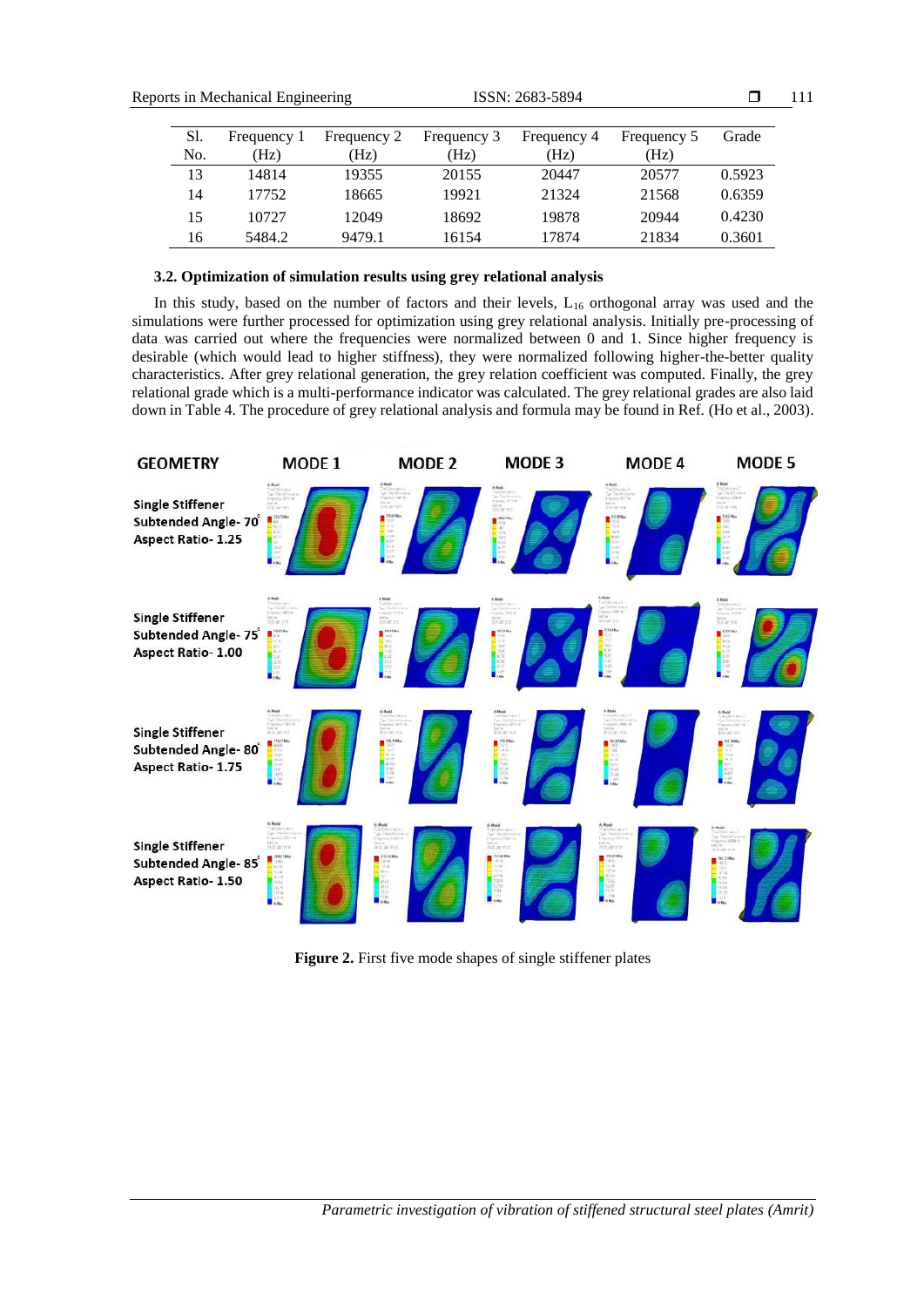| Sl. No. | Frequency 1 (Hz) | Frequency 2 (Hz) | Frequency 3 (Hz) | Frequency 4 (Hz) | Frequency 5 (Hz) | Grade |
|---|---|---|---|---|---|---|
| 13 | 14814 | 19355 | 20155 | 20447 | 20577 | 0.5923 |
| 14 | 17752 | 18665 | 19921 | 21324 | 21568 | 0.6359 |
| 15 | 10727 | 12049 | 18692 | 19878 | 20944 | 0.4230 |
| 16 | 5484.2 | 9479.1 | 16154 | 17874 | 21834 | 0.3601 |

### 3.2. Optimization of simulation results using grey relational analysis

In this study, based on the number of factors and their levels, $L_{16}$ orthogonal array was used and the simulations were further processed for optimization using grey relational analysis. Initially pre-processing of data was carried out where the frequencies were normalized between 0 and 1. Since higher frequency is desirable (which would lead to higher stiffness), they were normalized following higher-the-better quality characteristics. After grey relational generation, the grey relation coefficient was computed. Finally, the grey relational grade which is a multi-performance indicator was calculated. The grey relational grades are also laid down in Table 4. The procedure of grey relational analysis and formula may be found in Ref. (Ho et al., 2003).

**Figure 2.** First five mode shapes of single stiffener plates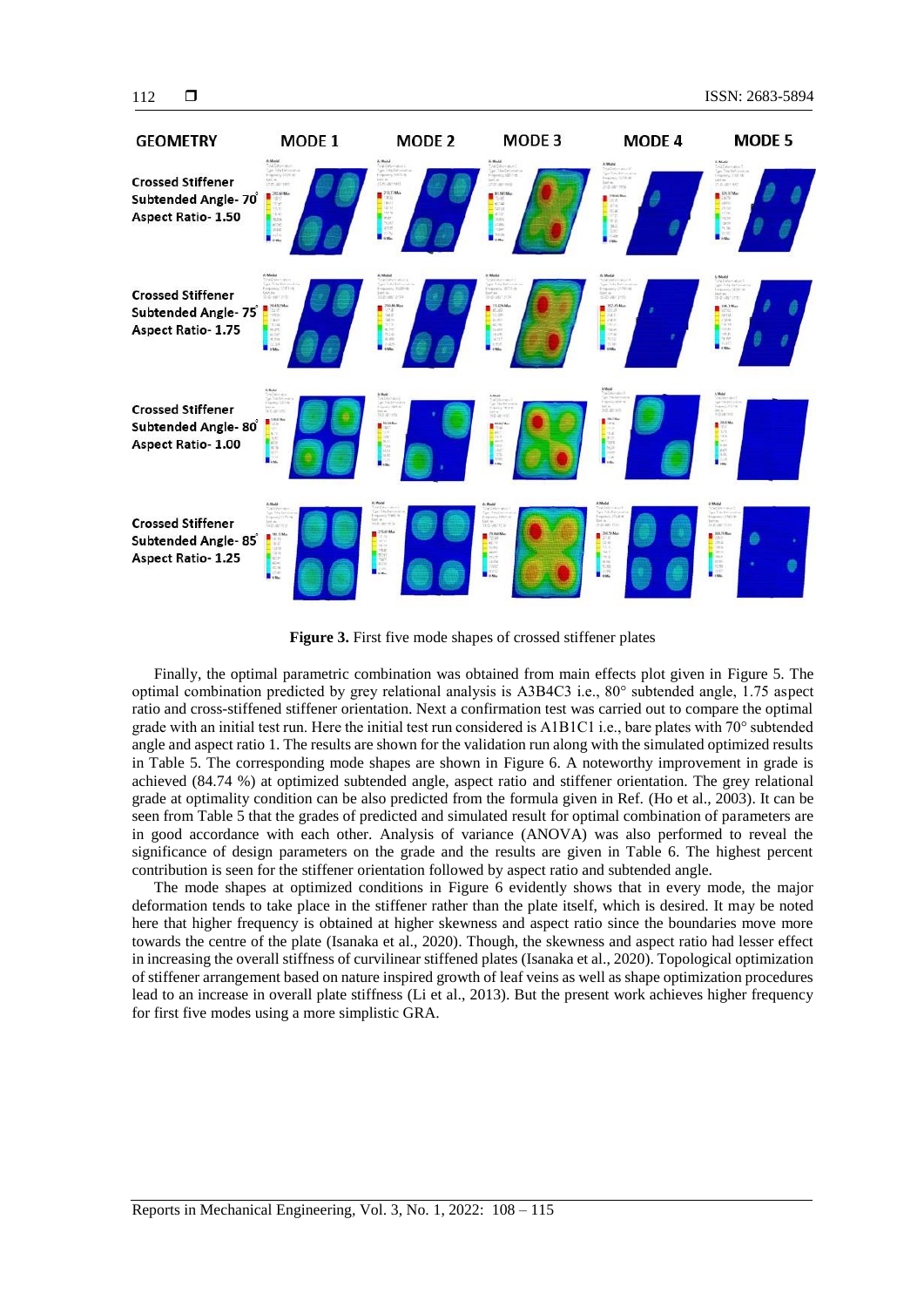**Figure 3.** First five mode shapes of crossed stiffener plates

Finally, the optimal parametric combination was obtained from main effects plot given in Figure 5. The optimal combination predicted by grey relational analysis is A3B4C3 i.e., 80° subtended angle, 1.75 aspect ratio and cross-stiffened stiffener orientation. Next a confirmation test was carried out to compare the optimal grade with an initial test run. Here the initial test run considered is A1B1C1 i.e., bare plates with 70° subtended angle and aspect ratio 1. The results are shown for the validation run along with the simulated optimized results in Table 5. The corresponding mode shapes are shown in Figure 6. A noteworthy improvement in grade is achieved (84.74 %) at optimized subtended angle, aspect ratio and stiffener orientation. The grey relational grade at optimality condition can be also predicted from the formula given in Ref. (Ho et al., 2003). It can be seen from Table 5 that the grades of predicted and simulated result for optimal combination of parameters are in good accordance with each other. Analysis of variance (ANOVA) was also performed to reveal the significance of design parameters on the grade and the results are given in Table 6. The highest percent contribution is seen for the stiffener orientation followed by aspect ratio and subtended angle.

The mode shapes at optimized conditions in Figure 6 evidently shows that in every mode, the major deformation tends to take place in the stiffener rather than the plate itself, which is desired. It may be noted here that higher frequency is obtained at higher skewness and aspect ratio since the boundaries move more towards the centre of the plate (Isanaka et al., 2020). Though, the skewness and aspect ratio had lesser effect in increasing the overall stiffness of curvilinear stiffened plates (Isanaka et al., 2020). Topological optimization of stiffener arrangement based on nature inspired growth of leaf veins as well as shape optimization procedures lead to an increase in overall plate stiffness (Li et al., 2013). But the present work achieves higher frequency for first five modes using a more simplistic GRA.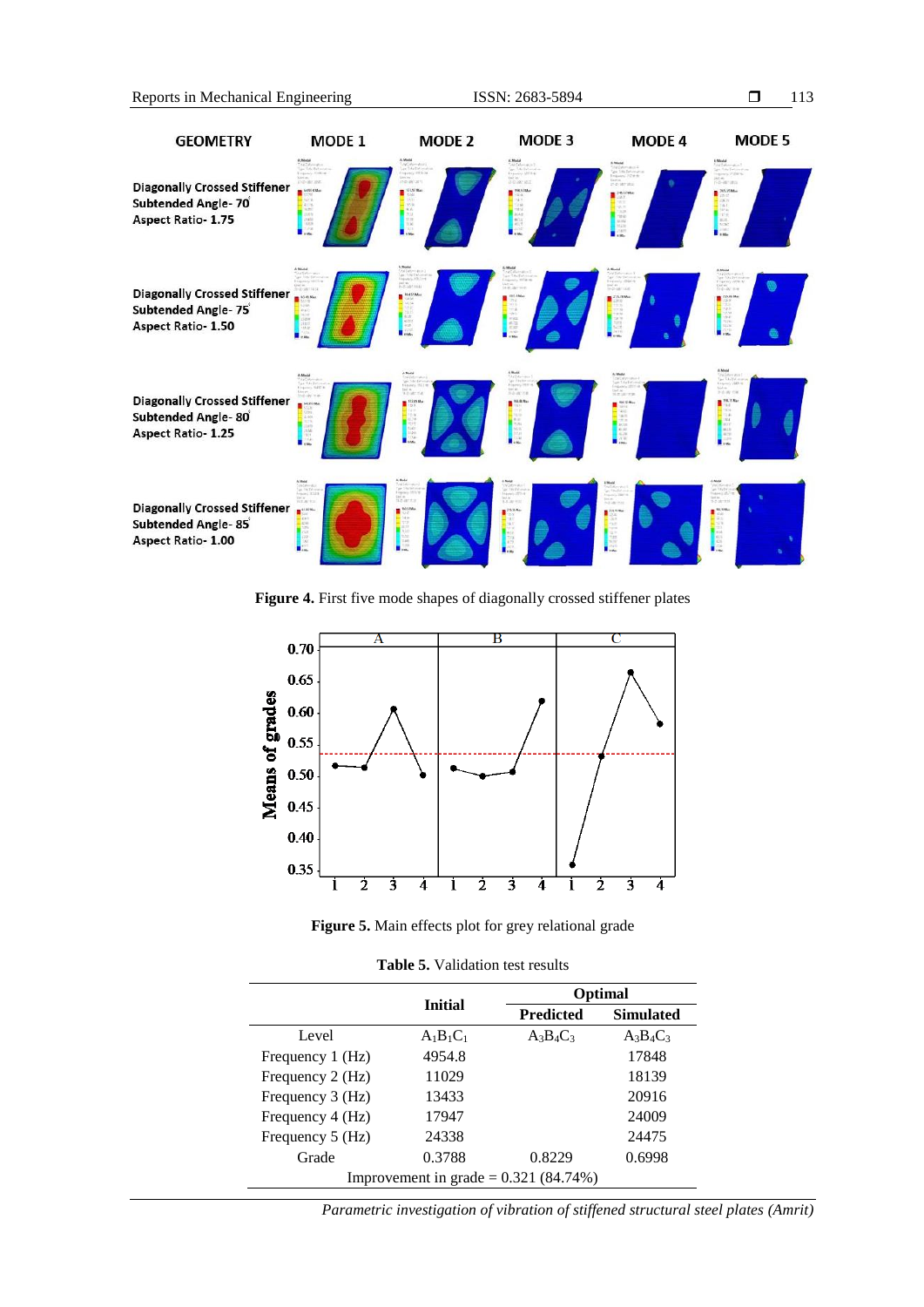Figure 4. First five mode shapes of diagonally crossed stiffener plates

Figure 5. Main effects plot for grey relational grade

**Table 5.** Validation test results

| | Initial | Optimal | |
|---|---|---|---|
| | | Predicted | Simulated |
| Level | $A_1B_1C_1$ | $A_3B_4C_3$ | $A_3B_4C_3$ |
| Frequency 1 (Hz) | 4954.8 | | 17848 |
| Frequency 2 (Hz) | 11029 | | 18139 |
| Frequency 3 (Hz) | 13433 | | 20916 |
| Frequency 4 (Hz) | 17947 | | 24009 |
| Frequency 5 (Hz) | 24338 | | 24475 |
| Grade | 0.3788 | 0.8229 | 0.6998 |
| Improvement in grade = 0.321 (84.74%) | | | |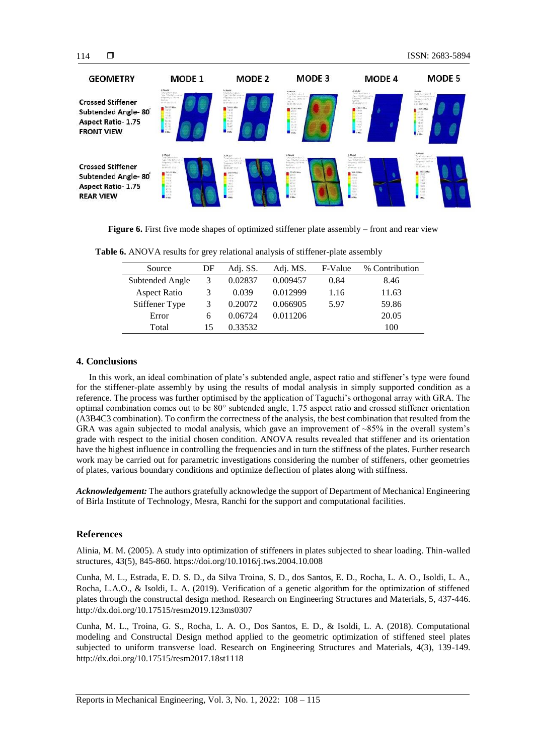**Figure 6.** First five mode shapes of optimized stiffener plate assembly – front and rear view

**Table 6.** ANOVA results for grey relational analysis of stiffener-plate assembly

| Source | DF | Adj. SS. | Adj. MS. | F-Value | % Contribution |
|---|---|---|---|---|---|
| Subtended Angle | 3 | 0.02837 | 0.009457 | 0.84 | 8.46 |
| Aspect Ratio | 3 | 0.039 | 0.012999 | 1.16 | 11.63 |
| Stiffener Type | 3 | 0.20072 | 0.066905 | 5.97 | 59.86 |
| Error | 6 | 0.06724 | 0.011206 | | 20.05 |
| Total | 15 | 0.33532 | | | 100 |

## 4. Conclusions

In this work, an ideal combination of plate's subtended angle, aspect ratio and stiffener's type were found for the stiffener-plate assembly by using the results of modal analysis in simply supported condition as a reference. The process was further optimised by the application of Taguchi's orthogonal array with GRA. The optimal combination comes out to be 80° subtended angle, 1.75 aspect ratio and crossed stiffener orientation (A3B4C3 combination). To confirm the correctness of the analysis, the best combination that resulted from the GRA was again subjected to modal analysis, which gave an improvement of ~85% in the overall system's grade with respect to the initial chosen condition. ANOVA results revealed that stiffener and its orientation have the highest influence in controlling the frequencies and in turn the stiffness of the plates. Further research work may be carried out for parametric investigations considering the number of stiffeners, other geometries of plates, various boundary conditions and optimize deflection of plates along with stiffness.

***Acknowledgement:*** The authors gratefully acknowledge the support of Department of Mechanical Engineering of Birla Institute of Technology, Mesra, Ranchi for the support and computational facilities.

## References

Alinia, M. M. (2005). A study into optimization of stiffeners in plates subjected to shear loading. Thin-walled structures, 43(5), 845-860. https://doi.org/10.1016/j.tws.2004.10.008

Cunha, M. L., Estrada, E. D. S. D., da Silva Troina, S. D., dos Santos, E. D., Rocha, L. A. O., Isoldi, L. A., Rocha, L.A.O., & Isoldi, L. A. (2019). Verification of a genetic algorithm for the optimization of stiffened plates through the constructal design method. Research on Engineering Structures and Materials, 5, 437-446. http://dx.doi.org/10.17515/resm2019.123ms0307

Cunha, M. L., Troina, G. S., Rocha, L. A. O., Dos Santos, E. D., & Isoldi, L. A. (2018). Computational modeling and Constructal Design method applied to the geometric optimization of stiffened steel plates subjected to uniform transverse load. Research on Engineering Structures and Materials, 4(3), 139-149. http://dx.doi.org/10.17515/resm2017.18st1118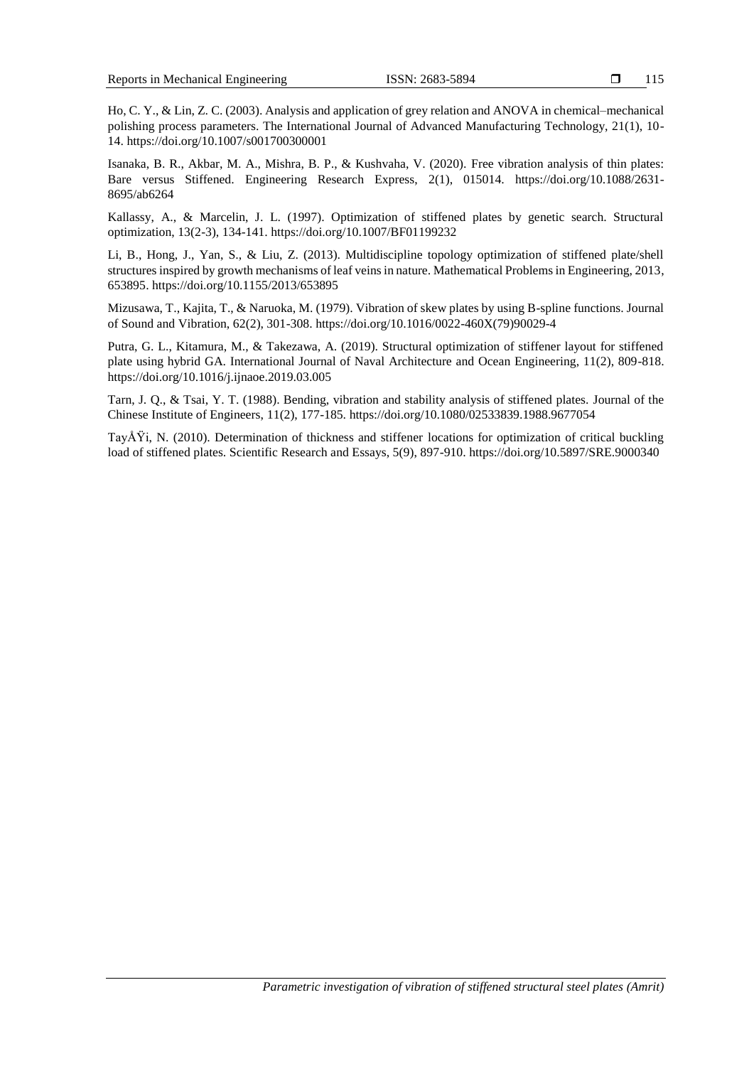Ho, C. Y., & Lin, Z. C. (2003). Analysis and application of grey relation and ANOVA in chemical–mechanical polishing process parameters. The International Journal of Advanced Manufacturing Technology, 21(1), 10-14. https://doi.org/10.1007/s001700300001

Isanaka, B. R., Akbar, M. A., Mishra, B. P., & Kushvaha, V. (2020). Free vibration analysis of thin plates: Bare versus Stiffened. Engineering Research Express, 2(1), 015014. https://doi.org/10.1088/2631-8695/ab6264

Kallassy, A., & Marcelin, J. L. (1997). Optimization of stiffened plates by genetic search. Structural optimization, 13(2-3), 134-141. https://doi.org/10.1007/BF01199232

Li, B., Hong, J., Yan, S., & Liu, Z. (2013). Multidiscipline topology optimization of stiffened plate/shell structures inspired by growth mechanisms of leaf veins in nature. Mathematical Problems in Engineering, 2013, 653895. https://doi.org/10.1155/2013/653895

Mizusawa, T., Kajita, T., & Naruoka, M. (1979). Vibration of skew plates by using B-spline functions. Journal of Sound and Vibration, 62(2), 301-308. https://doi.org/10.1016/0022-460X(79)90029-4

Putra, G. L., Kitamura, M., & Takezawa, A. (2019). Structural optimization of stiffener layout for stiffened plate using hybrid GA. International Journal of Naval Architecture and Ocean Engineering, 11(2), 809-818. https://doi.org/10.1016/j.ijnaoe.2019.03.005

Tarn, J. Q., & Tsai, Y. T. (1988). Bending, vibration and stability analysis of stiffened plates. Journal of the Chinese Institute of Engineers, 11(2), 177-185. https://doi.org/10.1080/02533839.1988.9677054

TayÅŸi, N. (2010). Determination of thickness and stiffener locations for optimization of critical buckling load of stiffened plates. Scientific Research and Essays, 5(9), 897-910. https://doi.org/10.5897/SRE.9000340